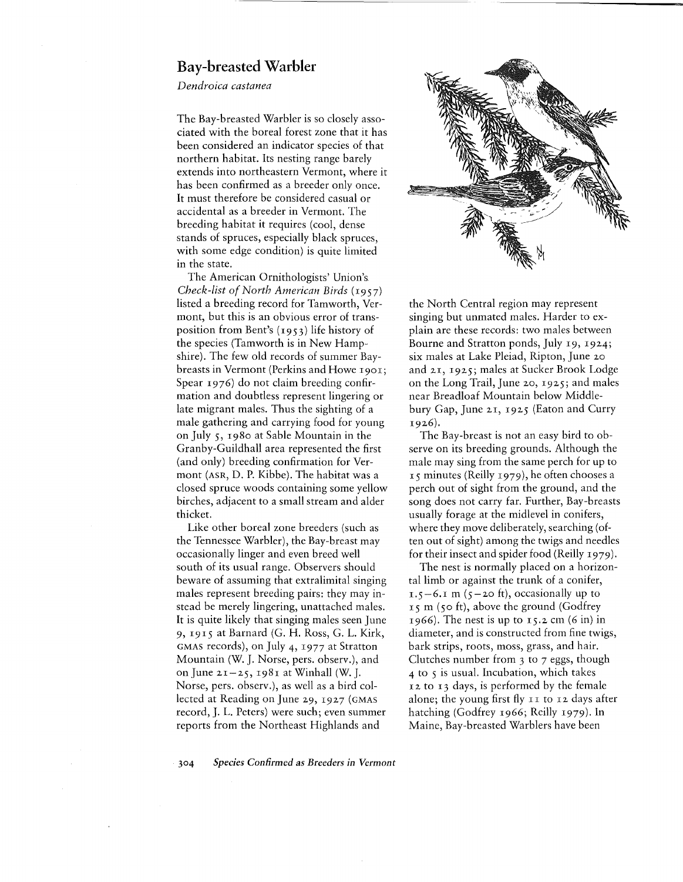## Bay-breasted Warbler

*Dendroica castanea*

The Bay-breasted Warbler is so closely associated with the boreal forest zone that it has been considered an indicator species of that northern habitat. Its nesting range barely extends into northeastern Vermont, where it has been confirmed as a breeder only once. It must therefore be considered casual or accidental as a breeder in Vermont. The breeding habitat it requires (cool, dense stands of spruces, especially black spruces, with some edge condition) is quite limited in the state.

The American Ornithologists' Union's *Check-list of North American Birds* (1957) listed a breeding record for Tamworth, Vermont, but this is an obvious error of transposition from Bent's (1953) life history of the species (Tamworth is in New Hampshire). The few old records of summer Bay-breasts in Vermont (Perkins and Howe 1901; Spear 1976) do not claim breeding confirmation and doubtless represent lingering or late migrant males. Thus the sighting of a male gathering and carrying food for young on July 5, 1980 at Sable Mountain in the Granby-Guildhall area represented the first (and only) breeding confirmation for Vermont (ASR, D. P. Kibbe). The habitat was a closed spruce woods containing some yellow birches, adjacent to a small stream and alder thicket.

Like other boreal zone breeders (such as the Tennessee Warbler), the Bay-breast may occasionally linger and even breed well south of its usual range. Observers should beware of assuming that extralimital singing males represent breeding pairs: they may instead be merely lingering, unattached males. It is quite likely that singing males seen June 9, 1915 at Barnard (G. H. Ross, G. L. Kirk, GMAS records), on July 4, 1977 at Stratton Mountain (W. J. Norse, pers. observ.), and on June 21–25, 1981 at Winhall (W. J. Norse, pers. observ.), as well as a bird collected at Reading on June 29, 1927 (GMAS record, J. L. Peters) were such; even summer reports from the Northeast Highlands and the North Central region may represent singing but unmated males. Harder to explain are these records: two males between Bourne and Stratton ponds, July 19, 1924; six males at Lake Pleiad, Ripton, June 20 and 21, 1925; males at Sucker Brook Lodge on the Long Trail, June 20, 1925; and males near Breadloaf Mountain below Middlebury Gap, June 21, 1925 (Eaton and Curry 1926).

The Bay-breast is not an easy bird to observe on its breeding grounds. Although the male may sing from the same perch for up to 15 minutes (Reilly 1979), he often chooses a perch out of sight from the ground, and the song does not carry far. Further, Bay-breasts usually forage at the midlevel in conifers, where they move deliberately, searching (often out of sight) among the twigs and needles for their insect and spider food (Reilly 1979).

The nest is normally placed on a horizontal limb or against the trunk of a conifer, 1.5–6.1 m (5–20 ft), occasionally up to 15 m (50 ft), above the ground (Godfrey 1966). The nest is up to 15.2 cm (6 in) in diameter, and is constructed from fine twigs, bark strips, roots, moss, grass, and hair. Clutches number from 3 to 7 eggs, though 4 to 5 is usual. Incubation, which takes 12 to 13 days, is performed by the female alone; the young first fly 11 to 12 days after hatching (Godfrey 1966; Reilly 1979). In Maine, Bay-breasted Warblers have been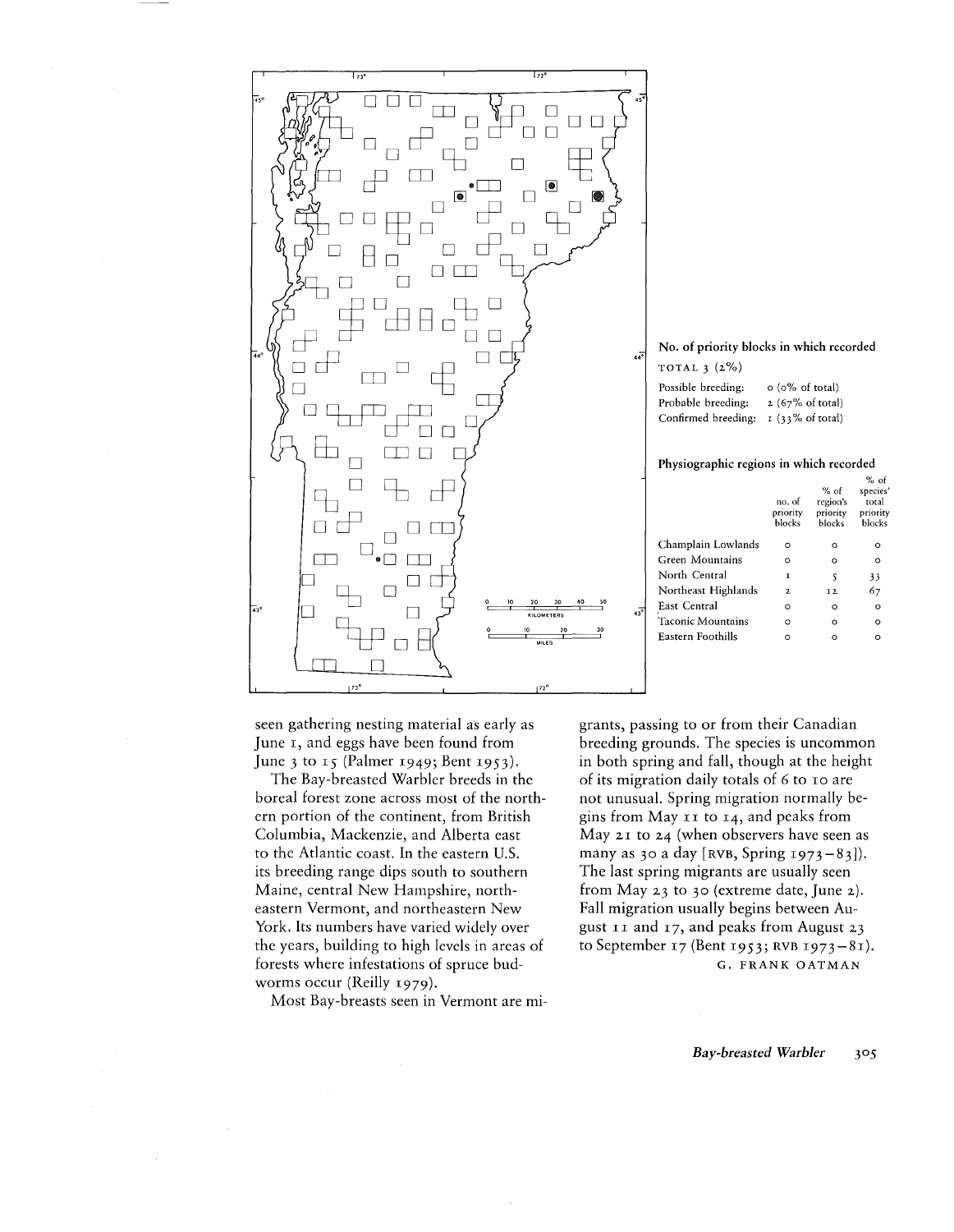73° 72°

45° 45°

44° 44°

43° 43°

0 10 20 30 40 50
KILOMETERS

0 10 20 30
MILES

**No. of priority blocks in which recorded**

TOTAL 3 (2%)

Possible breeding: 0 (0% of total)
Probable breeding: 2 (67% of total)
Confirmed breeding: 1 (33% of total)

**Physiographic regions in which recorded**

| | no. of priority blocks | % of region's priority blocks | % of species' total priority blocks |
|---|---|---|---|
| Champlain Lowlands | 0 | 0 | 0 |
| Green Mountains | 0 | 0 | 0 |
| North Central | 1 | 5 | 33 |
| Northeast Highlands | 2 | 12 | 67 |
| East Central | 0 | 0 | 0 |
| Taconic Mountains | 0 | 0 | 0 |
| Eastern Foothills | 0 | 0 | 0 |

seen gathering nesting material as early as June 1, and eggs have been found from June 3 to 15 (Palmer 1949; Bent 1953).

The Bay-breasted Warbler breeds in the boreal forest zone across most of the northern portion of the continent, from British Columbia, Mackenzie, and Alberta east to the Atlantic coast. In the eastern U.S. its breeding range dips south to southern Maine, central New Hampshire, northeastern Vermont, and northeastern New York. Its numbers have varied widely over the years, building to high levels in areas of forests where infestations of spruce budworms occur (Reilly 1979).

Most Bay-breasts seen in Vermont are migrants, passing to or from their Canadian breeding grounds. The species is uncommon in both spring and fall, though at the height of its migration daily totals of 6 to 10 are not unusual. Spring migration normally begins from May 11 to 14, and peaks from May 21 to 24 (when observers have seen as many as 30 a day [RVB, Spring 1973–83]). The last spring migrants are usually seen from May 23 to 30 (extreme date, June 2). Fall migration usually begins between August 11 and 17, and peaks from August 23 to September 17 (Bent 1953; RVB 1973–81).

G. FRANK OATMAN